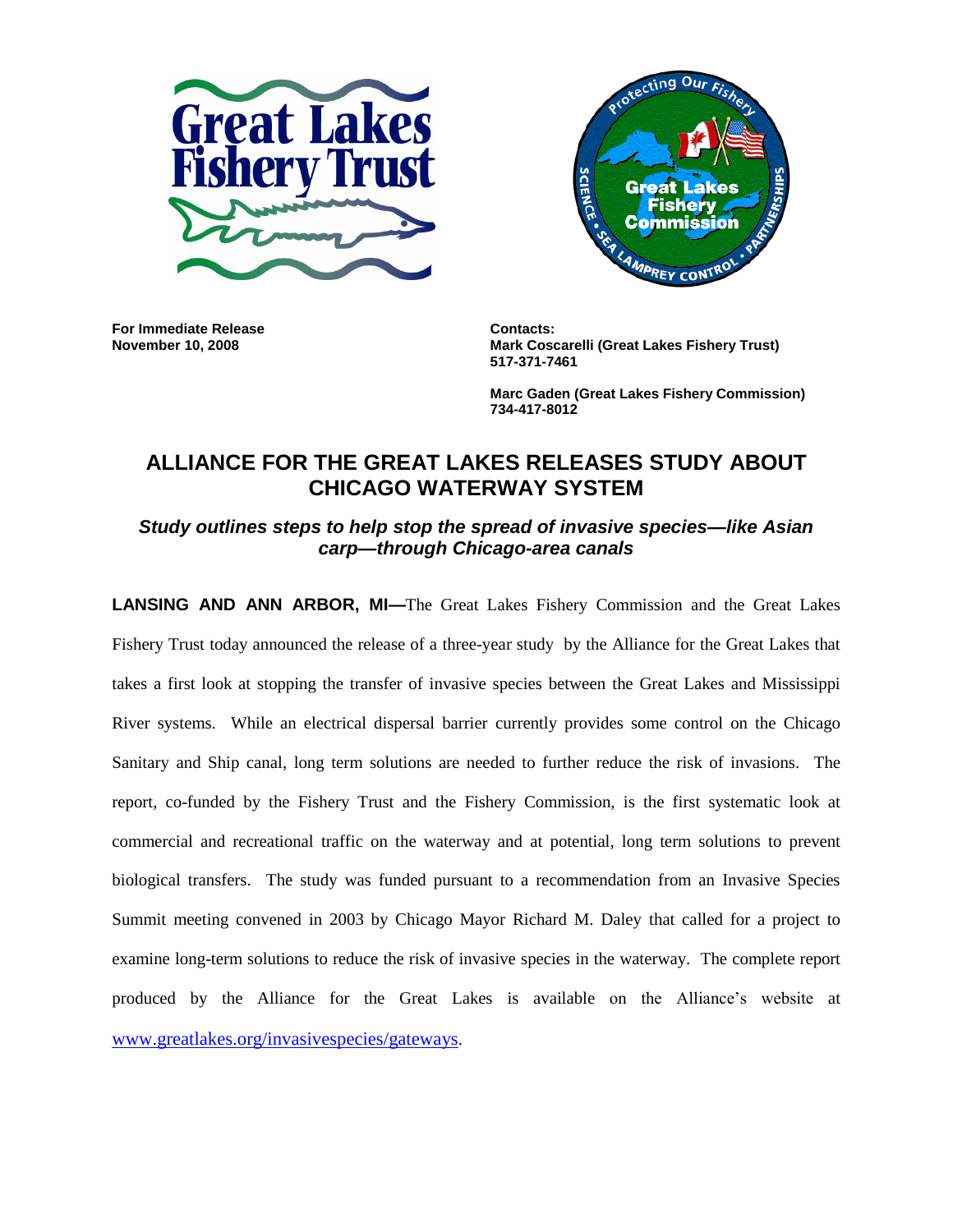**For Immediate Release**
**November 10, 2008**

**Contacts:**
**Mark Coscarelli (Great Lakes Fishery Trust)**
**517-371-7461**

**Marc Gaden (Great Lakes Fishery Commission)**
**734-417-8012**

# ALLIANCE FOR THE GREAT LAKES RELEASES STUDY ABOUT CHICAGO WATERWAY SYSTEM

### *Study outlines steps to help stop the spread of invasive species—like Asian carp—through Chicago-area canals*

**LANSING AND ANN ARBOR, MI—**The Great Lakes Fishery Commission and the Great Lakes Fishery Trust today announced the release of a three-year study by the Alliance for the Great Lakes that takes a first look at stopping the transfer of invasive species between the Great Lakes and Mississippi River systems. While an electrical dispersal barrier currently provides some control on the Chicago Sanitary and Ship canal, long term solutions are needed to further reduce the risk of invasions. The report, co-funded by the Fishery Trust and the Fishery Commission, is the first systematic look at commercial and recreational traffic on the waterway and at potential, long term solutions to prevent biological transfers. The study was funded pursuant to a recommendation from an Invasive Species Summit meeting convened in 2003 by Chicago Mayor Richard M. Daley that called for a project to examine long-term solutions to reduce the risk of invasive species in the waterway. The complete report produced by the Alliance for the Great Lakes is available on the Alliance's website at [www.greatlakes.org/invasivespecies/gateways](www.greatlakes.org/invasivespecies/gateways).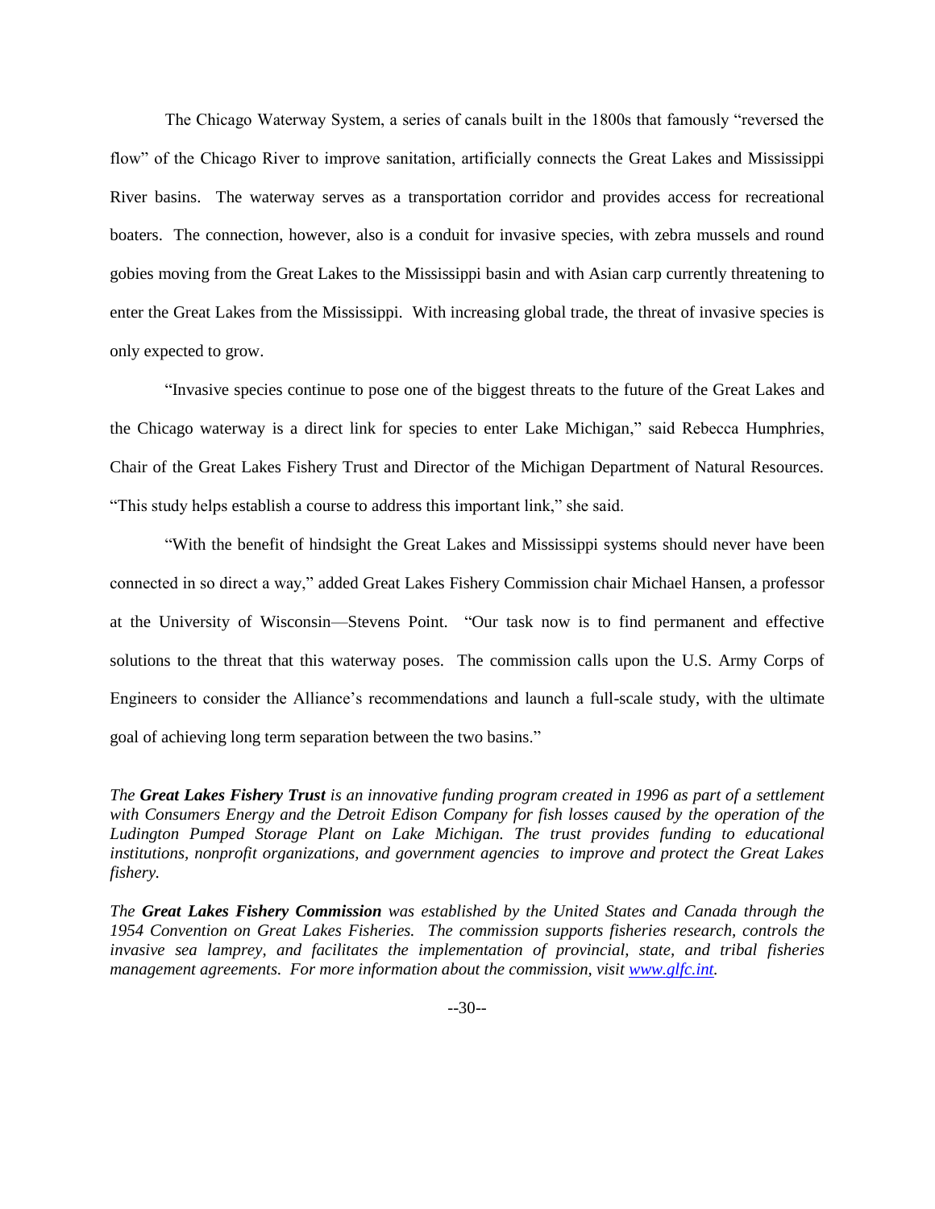The Chicago Waterway System, a series of canals built in the 1800s that famously "reversed the flow" of the Chicago River to improve sanitation, artificially connects the Great Lakes and Mississippi River basins. The waterway serves as a transportation corridor and provides access for recreational boaters. The connection, however, also is a conduit for invasive species, with zebra mussels and round gobies moving from the Great Lakes to the Mississippi basin and with Asian carp currently threatening to enter the Great Lakes from the Mississippi. With increasing global trade, the threat of invasive species is only expected to grow.

"Invasive species continue to pose one of the biggest threats to the future of the Great Lakes and the Chicago waterway is a direct link for species to enter Lake Michigan," said Rebecca Humphries, Chair of the Great Lakes Fishery Trust and Director of the Michigan Department of Natural Resources. "This study helps establish a course to address this important link," she said.

"With the benefit of hindsight the Great Lakes and Mississippi systems should never have been connected in so direct a way," added Great Lakes Fishery Commission chair Michael Hansen, a professor at the University of Wisconsin—Stevens Point. "Our task now is to find permanent and effective solutions to the threat that this waterway poses. The commission calls upon the U.S. Army Corps of Engineers to consider the Alliance's recommendations and launch a full-scale study, with the ultimate goal of achieving long term separation between the two basins."

*The **Great Lakes Fishery Trust** is an innovative funding program created in 1996 as part of a settlement with Consumers Energy and the Detroit Edison Company for fish losses caused by the operation of the Ludington Pumped Storage Plant on Lake Michigan. The trust provides funding to educational institutions, nonprofit organizations, and government agencies to improve and protect the Great Lakes fishery.*

*The **Great Lakes Fishery Commission** was established by the United States and Canada through the 1954 Convention on Great Lakes Fisheries. The commission supports fisheries research, controls the invasive sea lamprey, and facilitates the implementation of provincial, state, and tribal fisheries management agreements. For more information about the commission, visit [www.glfc.int](http://www.glfc.int).*

--30--